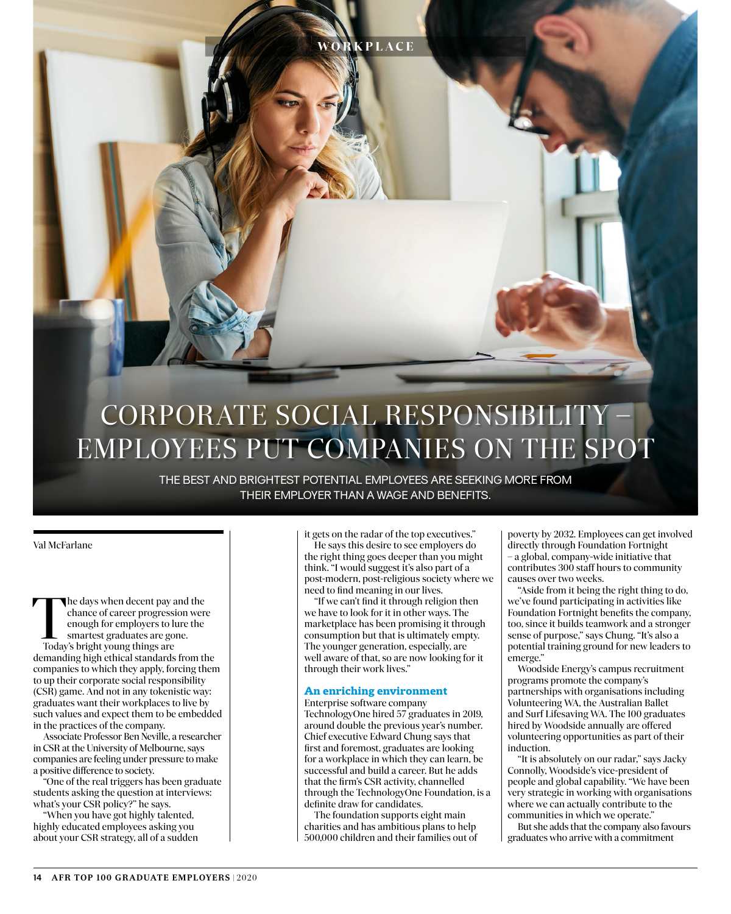WORKPLACE

# CORPORATE SOCIAL RESPONSIBILITY – EMPLOYEES PUT COMPANIES ON THE SPOT

THE BEST AND BRIGHTEST POTENTIAL EMPLOYEES ARE SEEKING MORE FROM THEIR EMPLOYER THAN A WAGE AND BENEFITS.

Val McFarlane

The days when decent pay and the chance of career progression were enough for employers to lure the smartest graduates are gone. Today's bright young things are demanding high ethical standards from the companies to which they apply, forcing them to up their corporate social responsibility (CSR) game. And not in any tokenistic way: graduates want their workplaces to live by such values and expect them to be embedded in the practices of the company.

Associate Professor Ben Neville, a researcher in CSR at the University of Melbourne, says companies are feeling under pressure to make a positive difference to society.

"One of the real triggers has been graduate students asking the question at interviews: what's your CSR policy?" he says.

"When you have got highly talented, highly educated employees asking you about your CSR strategy, all of a sudden it gets on the radar of the top executives."

He says this desire to see employers do the right thing goes deeper than you might think. "I would suggest it's also part of a post-modern, post-religious society where we need to find meaning in our lives.

"If we can't find it through religion then we have to look for it in other ways. The marketplace has been promising it through consumption but that is ultimately empty. The younger generation, especially, are well aware of that, so are now looking for it through their work lives."

## An enriching environment

Enterprise software company TechnologyOne hired 57 graduates in 2019, around double the previous year's number. Chief executive Edward Chung says that first and foremost, graduates are looking for a workplace in which they can learn, be successful and build a career. But he adds that the firm's CSR activity, channelled through the TechnologyOne Foundation, is a definite draw for candidates.

The foundation supports eight main charities and has ambitious plans to help 500,000 children and their families out of poverty by 2032. Employees can get involved directly through Foundation Fortnight – a global, company-wide initiative that contributes 300 staff hours to community causes over two weeks.

"Aside from it being the right thing to do, we've found participating in activities like Foundation Fortnight benefits the company, too, since it builds teamwork and a stronger sense of purpose," says Chung. "It's also a potential training ground for new leaders to emerge."

Woodside Energy's campus recruitment programs promote the company's partnerships with organisations including Volunteering WA, the Australian Ballet and Surf Lifesaving WA. The 100 graduates hired by Woodside annually are offered volunteering opportunities as part of their induction.

"It is absolutely on our radar," says Jacky Connolly, Woodside's vice-president of people and global capability. "We have been very strategic in working with organisations where we can actually contribute to the communities in which we operate."

But she adds that the company also favours graduates who arrive with a commitment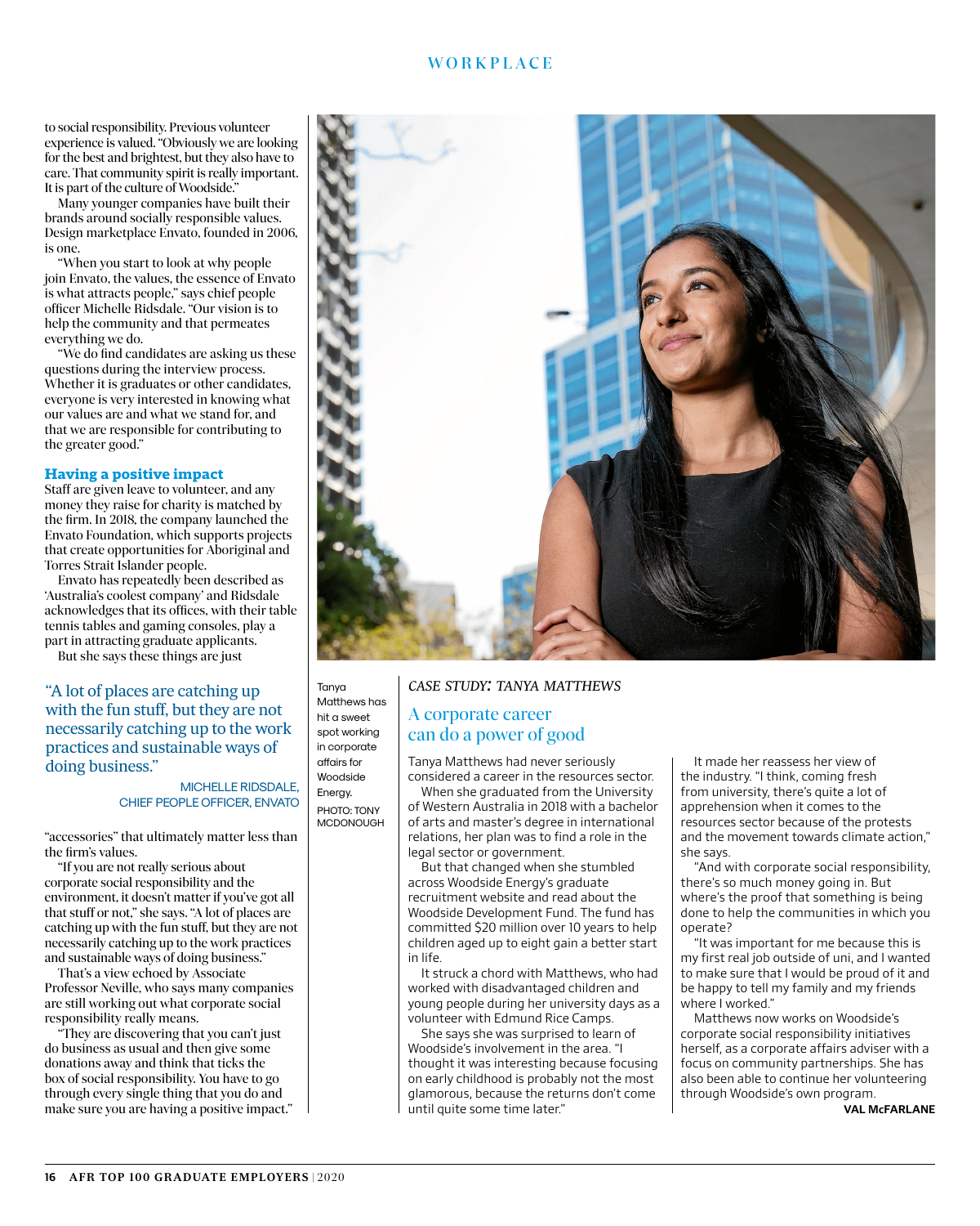to social responsibility. Previous volunteer experience is valued. "Obviously we are looking for the best and brightest, but they also have to care. That community spirit is really important. It is part of the culture of Woodside."

Many younger companies have built their brands around socially responsible values. Design marketplace Envato, founded in 2006, is one.

"When you start to look at why people join Envato, the values, the essence of Envato is what attracts people," says chief people officer Michelle Ridsdale. "Our vision is to help the community and that permeates everything we do.

"We do find candidates are asking us these questions during the interview process. Whether it is graduates or other candidates, everyone is very interested in knowing what our values are and what we stand for, and that we are responsible for contributing to the greater good."

### Having a positive impact

Staff are given leave to volunteer, and any money they raise for charity is matched by the firm. In 2018, the company launched the Envato Foundation, which supports projects that create opportunities for Aboriginal and Torres Strait Islander people.

Envato has repeatedly been described as 'Australia's coolest company' and Ridsdale acknowledges that its offices, with their table tennis tables and gaming consoles, play a part in attracting graduate applicants.

But she says these things are just "accessories" that ultimately matter less than the firm's values.

> "A lot of places are catching up with the fun stuff, but they are not necessarily catching up to the work practices and sustainable ways of doing business."
>
> MICHELLE RIDSDALE, CHIEF PEOPLE OFFICER, ENVATO

"If you are not really serious about corporate social responsibility and the environment, it doesn't matter if you've got all that stuff or not," she says. "A lot of places are catching up with the fun stuff, but they are not necessarily catching up to the work practices and sustainable ways of doing business."

That's a view echoed by Associate Professor Neville, who says many companies are still working out what corporate social responsibility really means.

"They are discovering that you can't just do business as usual and then give some donations away and think that ticks the box of social responsibility. You have to go through every single thing that you do and make sure you are having a positive impact."

Tanya Matthews has hit a sweet spot working in corporate affairs for Woodside Energy.
PHOTO: TONY MCDONOUGH

*CASE STUDY: TANYA MATTHEWS*

## A corporate career can do a power of good

Tanya Matthews had never seriously considered a career in the resources sector.

When she graduated from the University of Western Australia in 2018 with a bachelor of arts and master's degree in international relations, her plan was to find a role in the legal sector or government.

But that changed when she stumbled across Woodside Energy's graduate recruitment website and read about the Woodside Development Fund. The fund has committed $20 million over 10 years to help children aged up to eight gain a better start in life.

It struck a chord with Matthews, who had worked with disadvantaged children and young people during her university days as a volunteer with Edmund Rice Camps.

She says she was surprised to learn of Woodside's involvement in the area. "I thought it was interesting because focusing on early childhood is probably not the most glamorous, because the returns don't come until quite some time later."

It made her reassess her view of the industry. "I think, coming fresh from university, there's quite a lot of apprehension when it comes to the resources sector because of the protests and the movement towards climate action," she says.

"And with corporate social responsibility, there's so much money going in. But where's the proof that something is being done to help the communities in which you operate?

"It was important for me because this is my first real job outside of uni, and I wanted to make sure that I would be proud of it and be happy to tell my family and my friends where I worked."

Matthews now works on Woodside's corporate social responsibility initiatives herself, as a corporate affairs adviser with a focus on community partnerships. She has also been able to continue her volunteering through Woodside's own program.

**VAL McFARLANE**